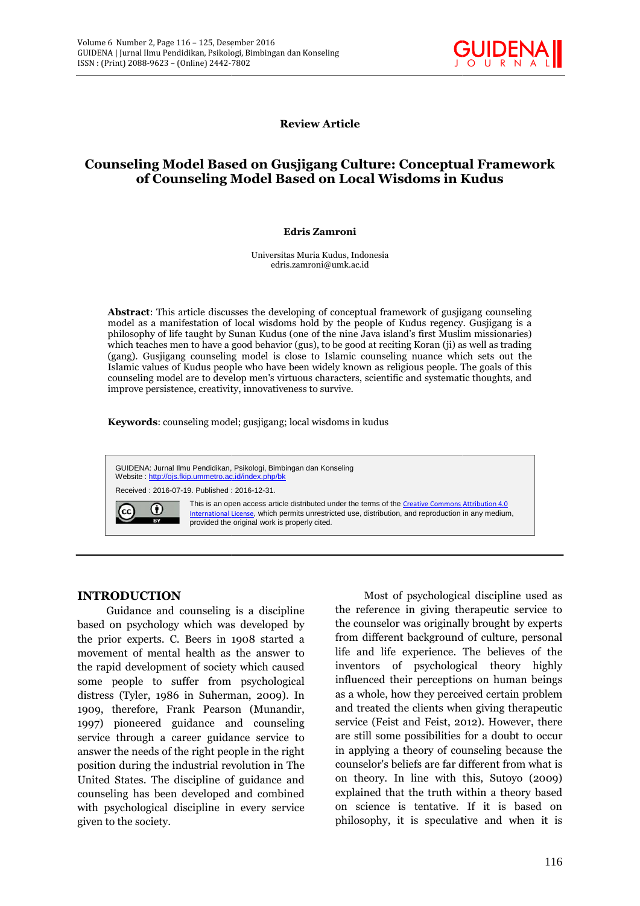**Review Article**

# Counseling Model Based on Gusjigang Culture: Conceptual Framework of Counseling Model Based on Local Wisdoms in Kudus

**Edris Zamroni**

Universitas Muria Kudus, Indonesia
edris.zamroni@umk.ac.id

**Abstract**: This article discusses the developing of conceptual framework of gusjigang counseling model as a manifestation of local wisdoms hold by the people of Kudus regency. Gusjigang is a philosophy of life taught by Sunan Kudus (one of the nine Java island's first Muslim missionaries) which teaches men to have a good behavior (gus), to be good at reciting Koran (ji) as well as trading (gang). Gusjigang counseling model is close to Islamic counseling nuance which sets out the Islamic values of Kudus people who have been widely known as religious people. The goals of this counseling model are to develop men's virtuous characters, scientific and systematic thoughts, and improve persistence, creativity, innovativeness to survive.

**Keywords**: counseling model; gusjigang; local wisdoms in kudus

GUIDENA: Jurnal Ilmu Pendidikan, Psikologi, Bimbingan dan Konseling
Website : http://ojs.fkip.ummetro.ac.id/index.php/bk

Received : 2016-07-19. Published : 2016-12-31.

This is an open access article distributed under the terms of the Creative Commons Attribution 4.0 International License, which permits unrestricted use, distribution, and reproduction in any medium, provided the original work is properly cited.

## INTRODUCTION

Guidance and counseling is a discipline based on psychology which was developed by the prior experts. C. Beers in 1908 started a movement of mental health as the answer to the rapid development of society which caused some people to suffer from psychological distress (Tyler, 1986 in Suherman, 2009). In 1909, therefore, Frank Pearson (Munandir, 1997) pioneered guidance and counseling service through a career guidance service to answer the needs of the right people in the right position during the industrial revolution in The United States. The discipline of guidance and counseling has been developed and combined with psychological discipline in every service given to the society.

Most of psychological discipline used as the reference in giving therapeutic service to the counselor was originally brought by experts from different background of culture, personal life and life experience. The believes of the inventors of psychological theory highly influenced their perceptions on human beings as a whole, how they perceived certain problem and treated the clients when giving therapeutic service (Feist and Feist, 2012). However, there are still some possibilities for a doubt to occur in applying a theory of counseling because the counselor's beliefs are far different from what is on theory. In line with this, Sutoyo (2009) explained that the truth within a theory based on science is tentative. If it is based on philosophy, it is speculative and when it is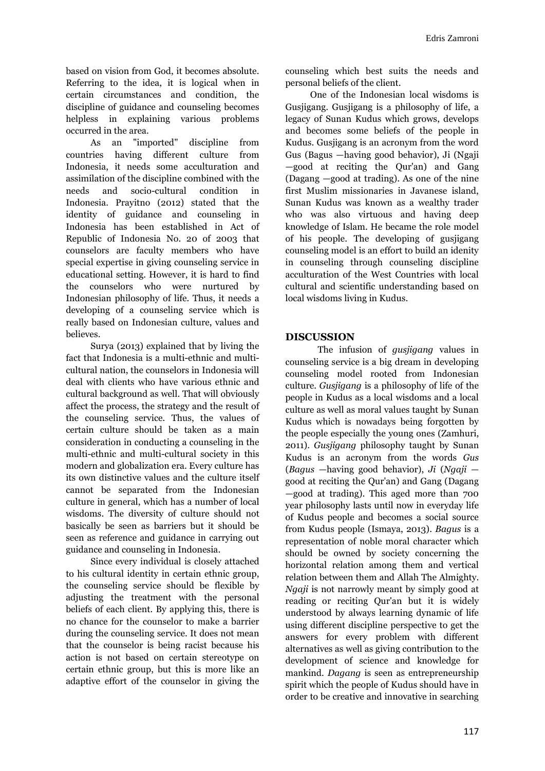based on vision from God, it becomes absolute. Referring to the idea, it is logical when in certain circumstances and condition, the discipline of guidance and counseling becomes helpless in explaining various problems occurred in the area.

As an "imported" discipline from countries having different culture from Indonesia, it needs some acculturation and assimilation of the discipline combined with the needs and socio-cultural condition in Indonesia. Prayitno (2012) stated that the identity of guidance and counseling in Indonesia has been established in Act of Republic of Indonesia No. 20 of 2003 that counselors are faculty members who have special expertise in giving counseling service in educational setting. However, it is hard to find the counselors who were nurtured by Indonesian philosophy of life. Thus, it needs a developing of a counseling service which is really based on Indonesian culture, values and believes.

Surya (2013) explained that by living the fact that Indonesia is a multi-ethnic and multi-cultural nation, the counselors in Indonesia will deal with clients who have various ethnic and cultural background as well. That will obviously affect the process, the strategy and the result of the counseling service. Thus, the values of certain culture should be taken as a main consideration in conducting a counseling in the multi-ethnic and multi-cultural society in this modern and globalization era. Every culture has its own distinctive values and the culture itself cannot be separated from the Indonesian culture in general, which has a number of local wisdoms. The diversity of culture should not basically be seen as barriers but it should be seen as reference and guidance in carrying out guidance and counseling in Indonesia.

Since every individual is closely attached to his cultural identity in certain ethnic group, the counseling service should be flexible by adjusting the treatment with the personal beliefs of each client. By applying this, there is no chance for the counselor to make a barrier during the counseling service. It does not mean that the counselor is being racist because his action is not based on certain stereotype on certain ethnic group, but this is more like an adaptive effort of the counselor in giving the counseling which best suits the needs and personal beliefs of the client.

One of the Indonesian local wisdoms is Gusjigang. Gusjigang is a philosophy of life, a legacy of Sunan Kudus which grows, develops and becomes some beliefs of the people in Kudus. Gusjigang is an acronym from the word Gus (Bagus —having good behavior), Ji (Ngaji —good at reciting the Qur'an) and Gang (Dagang —good at trading). As one of the nine first Muslim missionaries in Javanese island, Sunan Kudus was known as a wealthy trader who was also virtuous and having deep knowledge of Islam. He became the role model of his people. The developing of gusjigang counseling model is an effort to build an idenity in counseling through counseling discipline acculturation of the West Countries with local cultural and scientific understanding based on local wisdoms living in Kudus.

## DISCUSSION

The infusion of *gusjigang* values in counseling service is a big dream in developing counseling model rooted from Indonesian culture. *Gusjigang* is a philosophy of life of the people in Kudus as a local wisdoms and a local culture as well as moral values taught by Sunan Kudus which is nowadays being forgotten by the people especially the young ones (Zamhuri, 2011). *Gusjigang* philosophy taught by Sunan Kudus is an acronym from the words *Gus* (*Bagus* —having good behavior), *Ji* (*Ngaji* —good at reciting the Qur'an) and Gang (Dagang —good at trading). This aged more than 700 year philosophy lasts until now in everyday life of Kudus people and becomes a social source from Kudus people (Ismaya, 2013). *Bagus* is a representation of noble moral character which should be owned by society concerning the horizontal relation among them and vertical relation between them and Allah The Almighty. *Ngaji* is not narrowly meant by simply good at reading or reciting Qur'an but it is widely understood by always learning dynamic of life using different discipline perspective to get the answers for every problem with different alternatives as well as giving contribution to the development of science and knowledge for mankind. *Dagang* is seen as entrepreneurship spirit which the people of Kudus should have in order to be creative and innovative in searching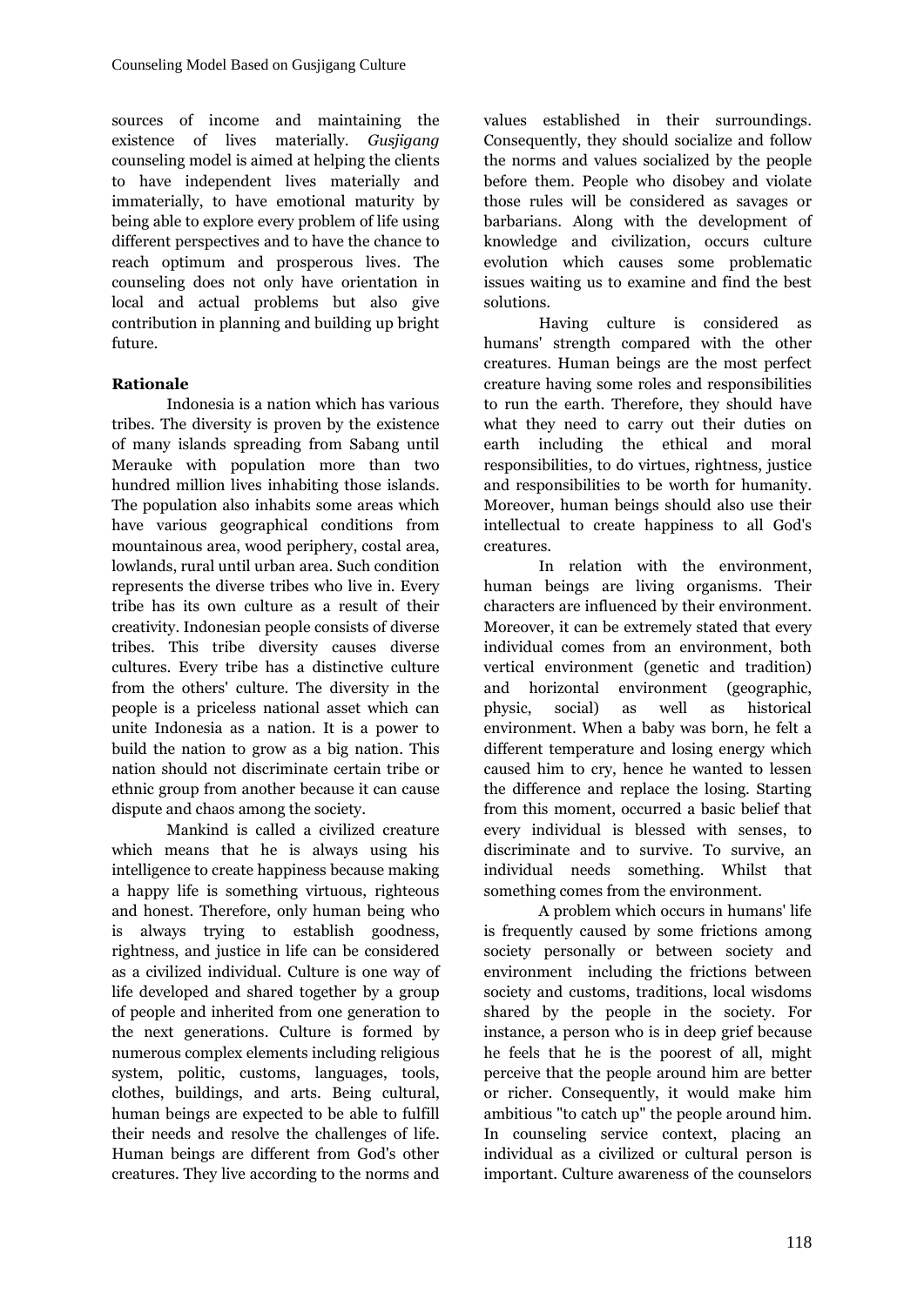sources of income and maintaining the existence of lives materially. *Gusjigang* counseling model is aimed at helping the clients to have independent lives materially and immaterially, to have emotional maturity by being able to explore every problem of life using different perspectives and to have the chance to reach optimum and prosperous lives. The counseling does not only have orientation in local and actual problems but also give contribution in planning and building up bright future.

**Rationale**

Indonesia is a nation which has various tribes. The diversity is proven by the existence of many islands spreading from Sabang until Merauke with population more than two hundred million lives inhabiting those islands. The population also inhabits some areas which have various geographical conditions from mountainous area, wood periphery, costal area, lowlands, rural until urban area. Such condition represents the diverse tribes who live in. Every tribe has its own culture as a result of their creativity. Indonesian people consists of diverse tribes. This tribe diversity causes diverse cultures. Every tribe has a distinctive culture from the others' culture. The diversity in the people is a priceless national asset which can unite Indonesia as a nation. It is a power to build the nation to grow as a big nation. This nation should not discriminate certain tribe or ethnic group from another because it can cause dispute and chaos among the society.

Mankind is called a civilized creature which means that he is always using his intelligence to create happiness because making a happy life is something virtuous, righteous and honest. Therefore, only human being who is always trying to establish goodness, rightness, and justice in life can be considered as a civilized individual. Culture is one way of life developed and shared together by a group of people and inherited from one generation to the next generations. Culture is formed by numerous complex elements including religious system, politic, customs, languages, tools, clothes, buildings, and arts. Being cultural, human beings are expected to be able to fulfill their needs and resolve the challenges of life. Human beings are different from God's other creatures. They live according to the norms and values established in their surroundings. Consequently, they should socialize and follow the norms and values socialized by the people before them. People who disobey and violate those rules will be considered as savages or barbarians. Along with the development of knowledge and civilization, occurs culture evolution which causes some problematic issues waiting us to examine and find the best solutions.

Having culture is considered as humans' strength compared with the other creatures. Human beings are the most perfect creature having some roles and responsibilities to run the earth. Therefore, they should have what they need to carry out their duties on earth including the ethical and moral responsibilities, to do virtues, rightness, justice and responsibilities to be worth for humanity. Moreover, human beings should also use their intellectual to create happiness to all God's creatures.

In relation with the environment, human beings are living organisms. Their characters are influenced by their environment. Moreover, it can be extremely stated that every individual comes from an environment, both vertical environment (genetic and tradition) and horizontal environment (geographic, physic, social) as well as historical environment. When a baby was born, he felt a different temperature and losing energy which caused him to cry, hence he wanted to lessen the difference and replace the losing. Starting from this moment, occurred a basic belief that every individual is blessed with senses, to discriminate and to survive. To survive, an individual needs something. Whilst that something comes from the environment.

A problem which occurs in humans' life is frequently caused by some frictions among society personally or between society and environment including the frictions between society and customs, traditions, local wisdoms shared by the people in the society. For instance, a person who is in deep grief because he feels that he is the poorest of all, might perceive that the people around him are better or richer. Consequently, it would make him ambitious "to catch up" the people around him. In counseling service context, placing an individual as a civilized or cultural person is important. Culture awareness of the counselors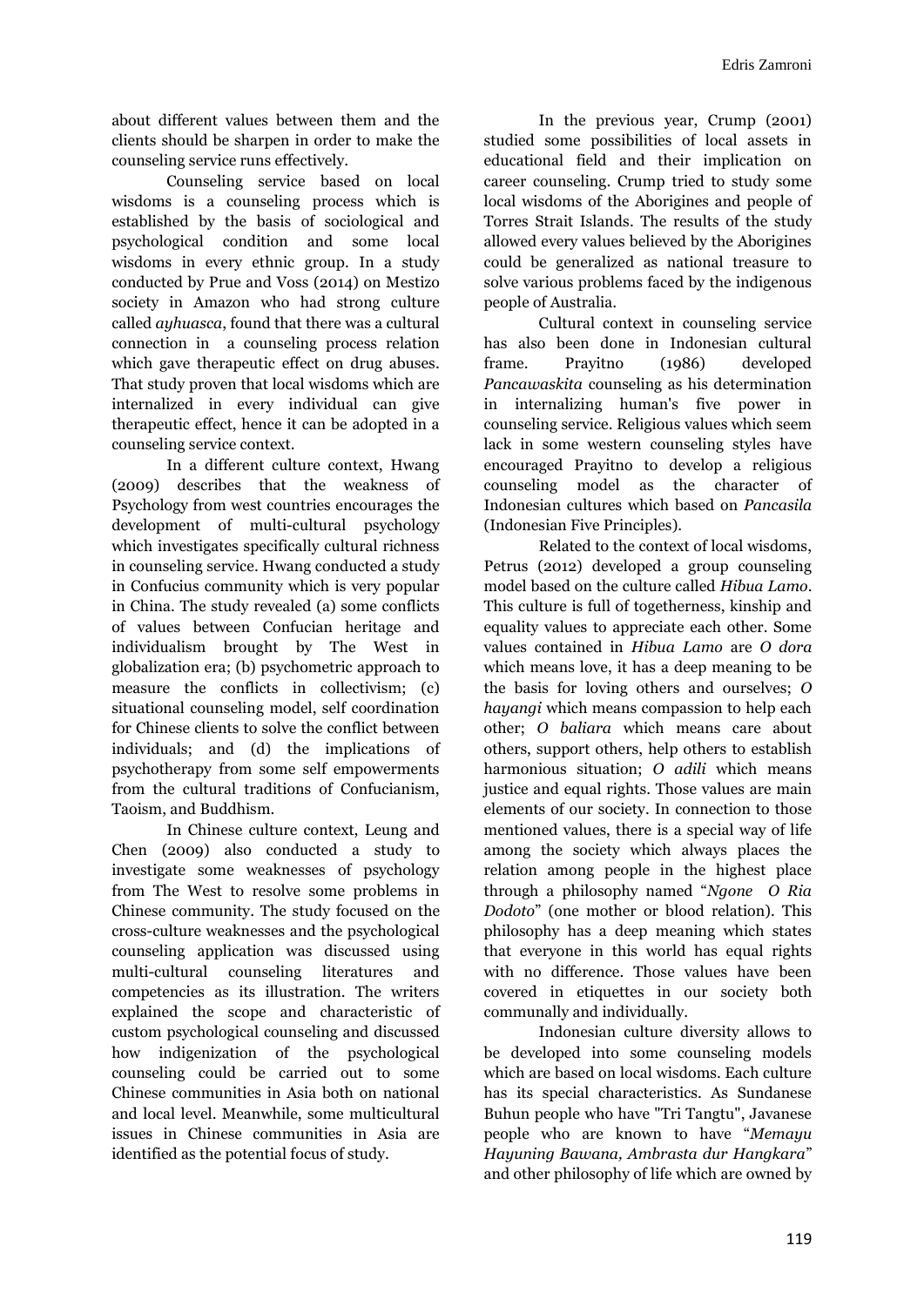about different values between them and the clients should be sharpen in order to make the counseling service runs effectively.

Counseling service based on local wisdoms is a counseling process which is established by the basis of sociological and psychological condition and some local wisdoms in every ethnic group. In a study conducted by Prue and Voss (2014) on Mestizo society in Amazon who had strong culture called *ayhuasca*, found that there was a cultural connection in a counseling process relation which gave therapeutic effect on drug abuses. That study proven that local wisdoms which are internalized in every individual can give therapeutic effect, hence it can be adopted in a counseling service context.

In a different culture context, Hwang (2009) describes that the weakness of Psychology from west countries encourages the development of multi-cultural psychology which investigates specifically cultural richness in counseling service. Hwang conducted a study in Confucius community which is very popular in China. The study revealed (a) some conflicts of values between Confucian heritage and individualism brought by The West in globalization era; (b) psychometric approach to measure the conflicts in collectivism; (c) situational counseling model, self coordination for Chinese clients to solve the conflict between individuals; and (d) the implications of psychotherapy from some self empowerments from the cultural traditions of Confucianism, Taoism, and Buddhism.

In Chinese culture context, Leung and Chen (2009) also conducted a study to investigate some weaknesses of psychology from The West to resolve some problems in Chinese community. The study focused on the cross-culture weaknesses and the psychological counseling application was discussed using multi-cultural counseling literatures and competencies as its illustration. The writers explained the scope and characteristic of custom psychological counseling and discussed how indigenization of the psychological counseling could be carried out to some Chinese communities in Asia both on national and local level. Meanwhile, some multicultural issues in Chinese communities in Asia are identified as the potential focus of study.

In the previous year, Crump (2001) studied some possibilities of local assets in educational field and their implication on career counseling. Crump tried to study some local wisdoms of the Aborigines and people of Torres Strait Islands. The results of the study allowed every values believed by the Aborigines could be generalized as national treasure to solve various problems faced by the indigenous people of Australia.

Cultural context in counseling service has also been done in Indonesian cultural frame. Prayitno (1986) developed *Pancawaskita* counseling as his determination in internalizing human's five power in counseling service. Religious values which seem lack in some western counseling styles have encouraged Prayitno to develop a religious counseling model as the character of Indonesian cultures which based on *Pancasila* (Indonesian Five Principles).

Related to the context of local wisdoms, Petrus (2012) developed a group counseling model based on the culture called *Hibua Lamo*. This culture is full of togetherness, kinship and equality values to appreciate each other. Some values contained in *Hibua Lamo* are *O dora* which means love, it has a deep meaning to be the basis for loving others and ourselves; *O hayangi* which means compassion to help each other; *O baliara* which means care about others, support others, help others to establish harmonious situation; *O adili* which means justice and equal rights. Those values are main elements of our society. In connection to those mentioned values, there is a special way of life among the society which always places the relation among people in the highest place through a philosophy named "*Ngone O Ria Dodoto*" (one mother or blood relation). This philosophy has a deep meaning which states that everyone in this world has equal rights with no difference. Those values have been covered in etiquettes in our society both communally and individually.

Indonesian culture diversity allows to be developed into some counseling models which are based on local wisdoms. Each culture has its special characteristics. As Sundanese Buhun people who have "Tri Tangtu", Javanese people who are known to have "*Memayu Hayuning Bawana, Ambrasta dur Hangkara*" and other philosophy of life which are owned by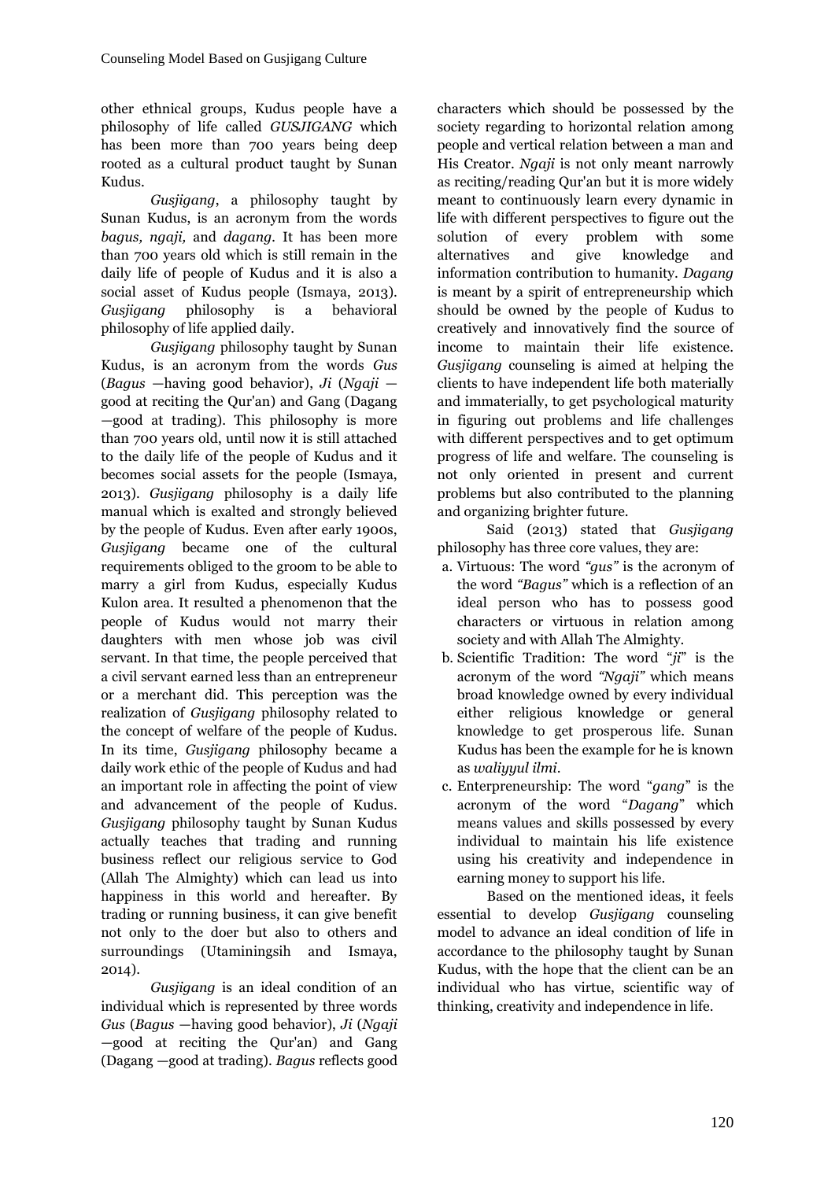other ethnical groups, Kudus people have a philosophy of life called *GUSJIGANG* which has been more than 700 years being deep rooted as a cultural product taught by Sunan Kudus.

*Gusjigang*, a philosophy taught by Sunan Kudus, is an acronym from the words *bagus, ngaji,* and *dagang*. It has been more than 700 years old which is still remain in the daily life of people of Kudus and it is also a social asset of Kudus people (Ismaya, 2013). *Gusjigang* philosophy is a behavioral philosophy of life applied daily.

*Gusjigang* philosophy taught by Sunan Kudus, is an acronym from the words *Gus* (*Bagus* —having good behavior), *Ji* (*Ngaji* — good at reciting the Qur'an) and Gang (Dagang —good at trading). This philosophy is more than 700 years old, until now it is still attached to the daily life of the people of Kudus and it becomes social assets for the people (Ismaya, 2013). *Gusjigang* philosophy is a daily life manual which is exalted and strongly believed by the people of Kudus. Even after early 1900s, *Gusjigang* became one of the cultural requirements obliged to the groom to be able to marry a girl from Kudus, especially Kudus Kulon area. It resulted a phenomenon that the people of Kudus would not marry their daughters with men whose job was civil servant. In that time, the people perceived that a civil servant earned less than an entrepreneur or a merchant did. This perception was the realization of *Gusjigang* philosophy related to the concept of welfare of the people of Kudus. In its time, *Gusjigang* philosophy became a daily work ethic of the people of Kudus and had an important role in affecting the point of view and advancement of the people of Kudus. *Gusjigang* philosophy taught by Sunan Kudus actually teaches that trading and running business reflect our religious service to God (Allah The Almighty) which can lead us into happiness in this world and hereafter. By trading or running business, it can give benefit not only to the doer but also to others and surroundings (Utaminingsih and Ismaya, 2014).

*Gusjigang* is an ideal condition of an individual which is represented by three words *Gus* (*Bagus* —having good behavior), *Ji* (*Ngaji* —good at reciting the Qur'an) and Gang (Dagang —good at trading). *Bagus* reflects good characters which should be possessed by the society regarding to horizontal relation among people and vertical relation between a man and His Creator. *Ngaji* is not only meant narrowly as reciting/reading Qur'an but it is more widely meant to continuously learn every dynamic in life with different perspectives to figure out the solution of every problem with some alternatives and give knowledge and information contribution to humanity. *Dagang* is meant by a spirit of entrepreneurship which should be owned by the people of Kudus to creatively and innovatively find the source of income to maintain their life existence. *Gusjigang* counseling is aimed at helping the clients to have independent life both materially and immaterially, to get psychological maturity in figuring out problems and life challenges with different perspectives and to get optimum progress of life and welfare. The counseling is not only oriented in present and current problems but also contributed to the planning and organizing brighter future.

Said (2013) stated that *Gusjigang* philosophy has three core values, they are:

a. Virtuous: The word *"gus"* is the acronym of the word *"Bagus"* which is a reflection of an ideal person who has to possess good characters or virtuous in relation among society and with Allah The Almighty.
b. Scientific Tradition: The word "*ji*" is the acronym of the word *"Ngaji"* which means broad knowledge owned by every individual either religious knowledge or general knowledge to get prosperous life. Sunan Kudus has been the example for he is known as *waliyyul ilmi*.
c. Enterpreneurship: The word "*gang*" is the acronym of the word "*Dagang*" which means values and skills possessed by every individual to maintain his life existence using his creativity and independence in earning money to support his life.

Based on the mentioned ideas, it feels essential to develop *Gusjigang* counseling model to advance an ideal condition of life in accordance to the philosophy taught by Sunan Kudus, with the hope that the client can be an individual who has virtue, scientific way of thinking, creativity and independence in life.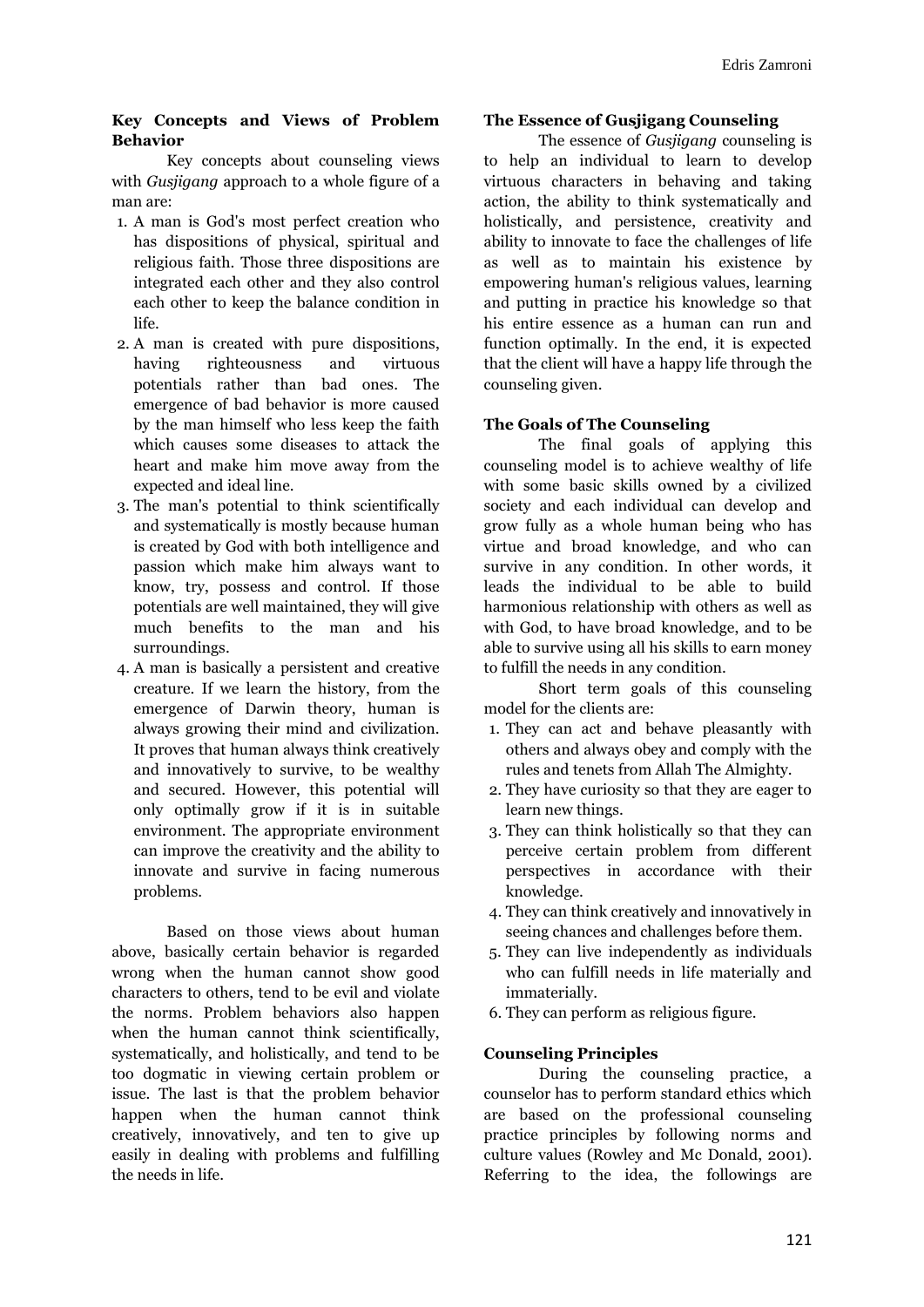### Key Concepts and Views of Problem Behavior

Key concepts about counseling views with *Gusjigang* approach to a whole figure of a man are:

1. A man is God's most perfect creation who has dispositions of physical, spiritual and religious faith. Those three dispositions are integrated each other and they also control each other to keep the balance condition in life.
2. A man is created with pure dispositions, having righteousness and virtuous potentials rather than bad ones. The emergence of bad behavior is more caused by the man himself who less keep the faith which causes some diseases to attack the heart and make him move away from the expected and ideal line.
3. The man's potential to think scientifically and systematically is mostly because human is created by God with both intelligence and passion which make him always want to know, try, possess and control. If those potentials are well maintained, they will give much benefits to the man and his surroundings.
4. A man is basically a persistent and creative creature. If we learn the history, from the emergence of Darwin theory, human is always growing their mind and civilization. It proves that human always think creatively and innovatively to survive, to be wealthy and secured. However, this potential will only optimally grow if it is in suitable environment. The appropriate environment can improve the creativity and the ability to innovate and survive in facing numerous problems.

Based on those views about human above, basically certain behavior is regarded wrong when the human cannot show good characters to others, tend to be evil and violate the norms. Problem behaviors also happen when the human cannot think scientifically, systematically, and holistically, and tend to be too dogmatic in viewing certain problem or issue. The last is that the problem behavior happen when the human cannot think creatively, innovatively, and ten to give up easily in dealing with problems and fulfilling the needs in life.

### The Essence of Gusjigang Counseling

The essence of *Gusjigang* counseling is to help an individual to learn to develop virtuous characters in behaving and taking action, the ability to think systematically and holistically, and persistence, creativity and ability to innovate to face the challenges of life as well as to maintain his existence by empowering human's religious values, learning and putting in practice his knowledge so that his entire essence as a human can run and function optimally. In the end, it is expected that the client will have a happy life through the counseling given.

### The Goals of The Counseling

The final goals of applying this counseling model is to achieve wealthy of life with some basic skills owned by a civilized society and each individual can develop and grow fully as a whole human being who has virtue and broad knowledge, and who can survive in any condition. In other words, it leads the individual to be able to build harmonious relationship with others as well as with God, to have broad knowledge, and to be able to survive using all his skills to earn money to fulfill the needs in any condition.

Short term goals of this counseling model for the clients are:

1. They can act and behave pleasantly with others and always obey and comply with the rules and tenets from Allah The Almighty.
2. They have curiosity so that they are eager to learn new things.
3. They can think holistically so that they can perceive certain problem from different perspectives in accordance with their knowledge.
4. They can think creatively and innovatively in seeing chances and challenges before them.
5. They can live independently as individuals who can fulfill needs in life materially and immaterially.
6. They can perform as religious figure.

### Counseling Principles

During the counseling practice, a counselor has to perform standard ethics which are based on the professional counseling practice principles by following norms and culture values (Rowley and Mc Donald, 2001). Referring to the idea, the followings are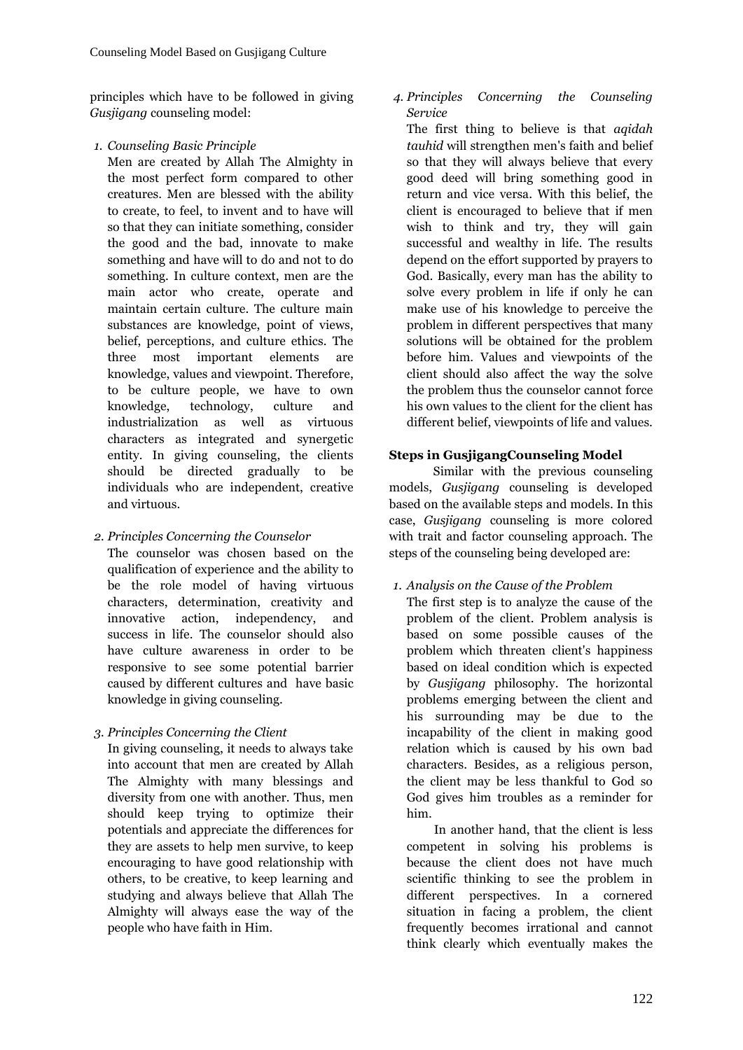principles which have to be followed in giving *Gusjigang* counseling model:

1. *Counseling Basic Principle*

   Men are created by Allah The Almighty in the most perfect form compared to other creatures. Men are blessed with the ability to create, to feel, to invent and to have will so that they can initiate something, consider the good and the bad, innovate to make something and have will to do and not to do something. In culture context, men are the main actor who create, operate and maintain certain culture. The culture main substances are knowledge, point of views, belief, perceptions, and culture ethics. The three most important elements are knowledge, values and viewpoint. Therefore, to be culture people, we have to own knowledge, technology, culture and industrialization as well as virtuous characters as integrated and synergetic entity. In giving counseling, the clients should be directed gradually to be individuals who are independent, creative and virtuous.

2. *Principles Concerning the Counselor*

   The counselor was chosen based on the qualification of experience and the ability to be the role model of having virtuous characters, determination, creativity and innovative action, independency, and success in life. The counselor should also have culture awareness in order to be responsive to see some potential barrier caused by different cultures and have basic knowledge in giving counseling.

3. *Principles Concerning the Client*

   In giving counseling, it needs to always take into account that men are created by Allah The Almighty with many blessings and diversity from one with another. Thus, men should keep trying to optimize their potentials and appreciate the differences for they are assets to help men survive, to keep encouraging to have good relationship with others, to be creative, to keep learning and studying and always believe that Allah The Almighty will always ease the way of the people who have faith in Him.

4. *Principles Concerning the Counseling Service*

   The first thing to believe is that *aqidah tauhid* will strengthen men's faith and belief so that they will always believe that every good deed will bring something good in return and vice versa. With this belief, the client is encouraged to believe that if men wish to think and try, they will gain successful and wealthy in life. The results depend on the effort supported by prayers to God. Basically, every man has the ability to solve every problem in life if only he can make use of his knowledge to perceive the problem in different perspectives that many solutions will be obtained for the problem before him. Values and viewpoints of the client should also affect the way the solve the problem thus the counselor cannot force his own values to the client for the client has different belief, viewpoints of life and values.

**Steps in GusjigangCounseling Model**

Similar with the previous counseling models, *Gusjigang* counseling is developed based on the available steps and models. In this case, *Gusjigang* counseling is more colored with trait and factor counseling approach. The steps of the counseling being developed are:

1. *Analysis on the Cause of the Problem*

   The first step is to analyze the cause of the problem of the client. Problem analysis is based on some possible causes of the problem which threaten client's happiness based on ideal condition which is expected by *Gusjigang* philosophy. The horizontal problems emerging between the client and his surrounding may be due to the incapability of the client in making good relation which is caused by his own bad characters. Besides, as a religious person, the client may be less thankful to God so God gives him troubles as a reminder for him.

   In another hand, that the client is less competent in solving his problems is because the client does not have much scientific thinking to see the problem in different perspectives. In a cornered situation in facing a problem, the client frequently becomes irrational and cannot think clearly which eventually makes the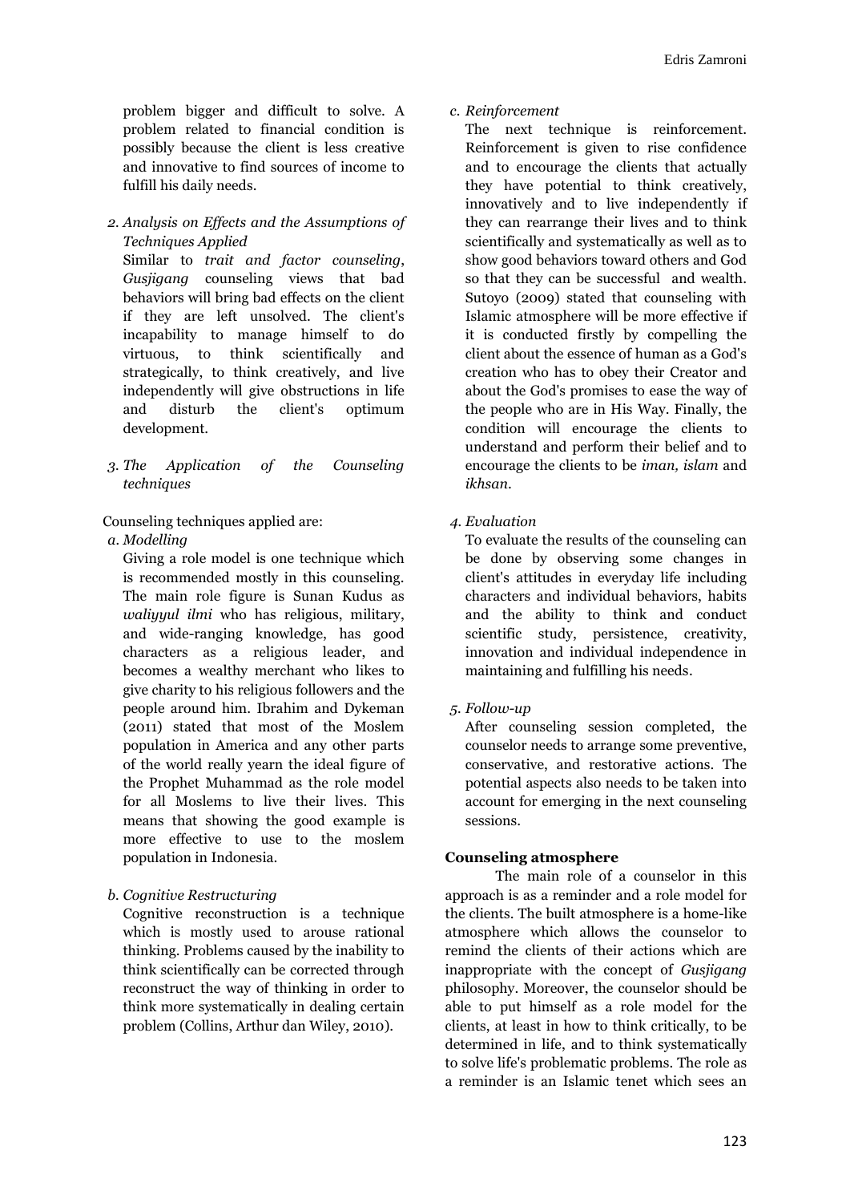problem bigger and difficult to solve. A problem related to financial condition is possibly because the client is less creative and innovative to find sources of income to fulfill his daily needs.

2. *Analysis on Effects and the Assumptions of Techniques Applied*

   Similar to *trait and factor counseling*, *Gusjigang* counseling views that bad behaviors will bring bad effects on the client if they are left unsolved. The client's incapability to manage himself to do virtuous, to think scientifically and strategically, to think creatively, and live independently will give obstructions in life and disturb the client's optimum development.

3. *The Application of the Counseling techniques*

Counseling techniques applied are:

a. *Modelling*

   Giving a role model is one technique which is recommended mostly in this counseling. The main role figure is Sunan Kudus as *waliyyul ilmi* who has religious, military, and wide-ranging knowledge, has good characters as a religious leader, and becomes a wealthy merchant who likes to give charity to his religious followers and the people around him. Ibrahim and Dykeman (2011) stated that most of the Moslem population in America and any other parts of the world really yearn the ideal figure of the Prophet Muhammad as the role model for all Moslems to live their lives. This means that showing the good example is more effective to use to the moslem population in Indonesia.

b. *Cognitive Restructuring*

   Cognitive reconstruction is a technique which is mostly used to arouse rational thinking. Problems caused by the inability to think scientifically can be corrected through reconstruct the way of thinking in order to think more systematically in dealing certain problem (Collins, Arthur dan Wiley, 2010).

c. *Reinforcement*

   The next technique is reinforcement. Reinforcement is given to rise confidence and to encourage the clients that actually they have potential to think creatively, innovatively and to live independently if they can rearrange their lives and to think scientifically and systematically as well as to show good behaviors toward others and God so that they can be successful and wealth. Sutoyo (2009) stated that counseling with Islamic atmosphere will be more effective if it is conducted firstly by compelling the client about the essence of human as a God's creation who has to obey their Creator and about the God's promises to ease the way of the people who are in His Way. Finally, the condition will encourage the clients to understand and perform their belief and to encourage the clients to be *iman, islam* and *ikhsan*.

4. *Evaluation*

   To evaluate the results of the counseling can be done by observing some changes in client's attitudes in everyday life including characters and individual behaviors, habits and the ability to think and conduct scientific study, persistence, creativity, innovation and individual independence in maintaining and fulfilling his needs.

5. *Follow-up*

   After counseling session completed, the counselor needs to arrange some preventive, conservative, and restorative actions. The potential aspects also needs to be taken into account for emerging in the next counseling sessions.

**Counseling atmosphere**

The main role of a counselor in this approach is as a reminder and a role model for the clients. The built atmosphere is a home-like atmosphere which allows the counselor to remind the clients of their actions which are inappropriate with the concept of *Gusjigang* philosophy. Moreover, the counselor should be able to put himself as a role model for the clients, at least in how to think critically, to be determined in life, and to think systematically to solve life's problematic problems. The role as a reminder is an Islamic tenet which sees an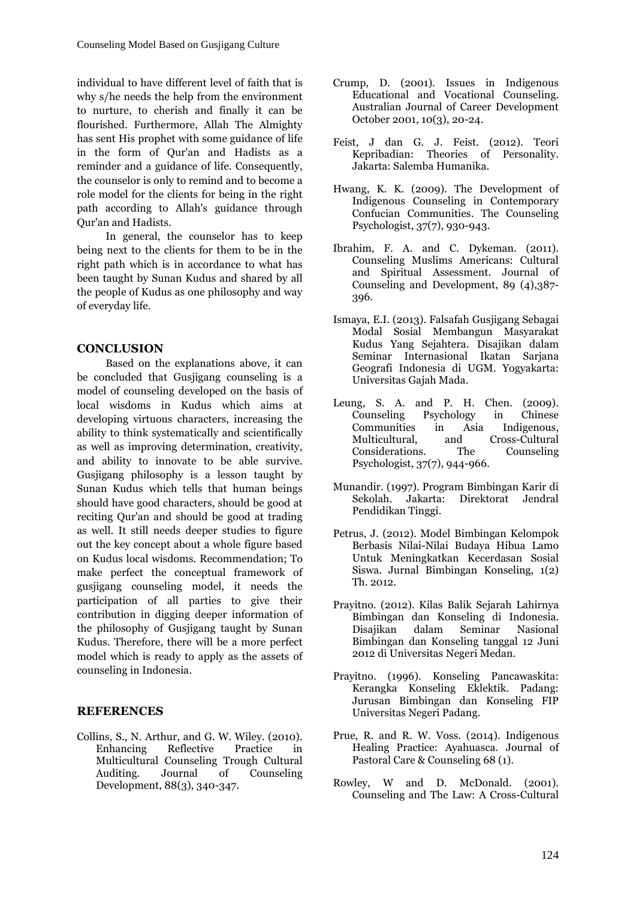individual to have different level of faith that is why s/he needs the help from the environment to nurture, to cherish and finally it can be flourished. Furthermore, Allah The Almighty has sent His prophet with some guidance of life in the form of Qur'an and Hadists as a reminder and a guidance of life. Consequently, the counselor is only to remind and to become a role model for the clients for being in the right path according to Allah's guidance through Qur'an and Hadists.

In general, the counselor has to keep being next to the clients for them to be in the right path which is in accordance to what has been taught by Sunan Kudus and shared by all the people of Kudus as one philosophy and way of everyday life.

## CONCLUSION

Based on the explanations above, it can be concluded that Gusjigang counseling is a model of counseling developed on the basis of local wisdoms in Kudus which aims at developing virtuous characters, increasing the ability to think systematically and scientifically as well as improving determination, creativity, and ability to innovate to be able survive. Gusjigang philosophy is a lesson taught by Sunan Kudus which tells that human beings should have good characters, should be good at reciting Qur'an and should be good at trading as well. It still needs deeper studies to figure out the key concept about a whole figure based on Kudus local wisdoms. Recommendation; To make perfect the conceptual framework of gusjigang counseling model, it needs the participation of all parties to give their contribution in digging deeper information of the philosophy of Gusjigang taught by Sunan Kudus. Therefore, there will be a more perfect model which is ready to apply as the assets of counseling in Indonesia.

## REFERENCES

Collins, S., N. Arthur, and G. W. Wiley. (2010). Enhancing Reflective Practice in Multicultural Counseling Trough Cultural Auditing. Journal of Counseling Development, 88(3), 340-347.

Crump, D. (2001). Issues in Indigenous Educational and Vocational Counseling. Australian Journal of Career Development October 2001, 10(3), 20-24.

Feist, J dan G. J. Feist. (2012). Teori Kepribadian: Theories of Personality. Jakarta: Salemba Humanika.

Hwang, K. K. (2009). The Development of Indigenous Counseling in Contemporary Confucian Communities. The Counseling Psychologist, 37(7), 930-943.

Ibrahim, F. A. and C. Dykeman. (2011). Counseling Muslims Americans: Cultural and Spiritual Assessment. Journal of Counseling and Development, 89 (4),387-396.

Ismaya, E.I. (2013). Falsafah Gusjigang Sebagai Modal Sosial Membangun Masyarakat Kudus Yang Sejahtera. Disajikan dalam Seminar Internasional Ikatan Sarjana Geografi Indonesia di UGM. Yogyakarta: Universitas Gajah Mada.

Leung, S. A. and P. H. Chen. (2009). Counseling Psychology in Chinese Communities in Asia Indigenous, Multicultural, and Cross-Cultural Considerations. The Counseling Psychologist, 37(7), 944-966.

Munandir. (1997). Program Bimbingan Karir di Sekolah. Jakarta: Direktorat Jendral Pendidikan Tinggi.

Petrus, J. (2012). Model Bimbingan Kelompok Berbasis Nilai-Nilai Budaya Hibua Lamo Untuk Meningkatkan Kecerdasan Sosial Siswa. Jurnal Bimbingan Konseling, 1(2) Th. 2012.

Prayitno. (2012). Kilas Balik Sejarah Lahirnya Bimbingan dan Konseling di Indonesia. Disajikan dalam Seminar Nasional Bimbingan dan Konseling tanggal 12 Juni 2012 di Universitas Negeri Medan.

Prayitno. (1996). Konseling Pancawaskita: Kerangka Konseling Eklektik. Padang: Jurusan Bimbingan dan Konseling FIP Universitas Negeri Padang.

Prue, R. and R. W. Voss. (2014). Indigenous Healing Practice: Ayahuasca. Journal of Pastoral Care & Counseling 68 (1).

Rowley, W and D. McDonald. (2001). Counseling and The Law: A Cross-Cultural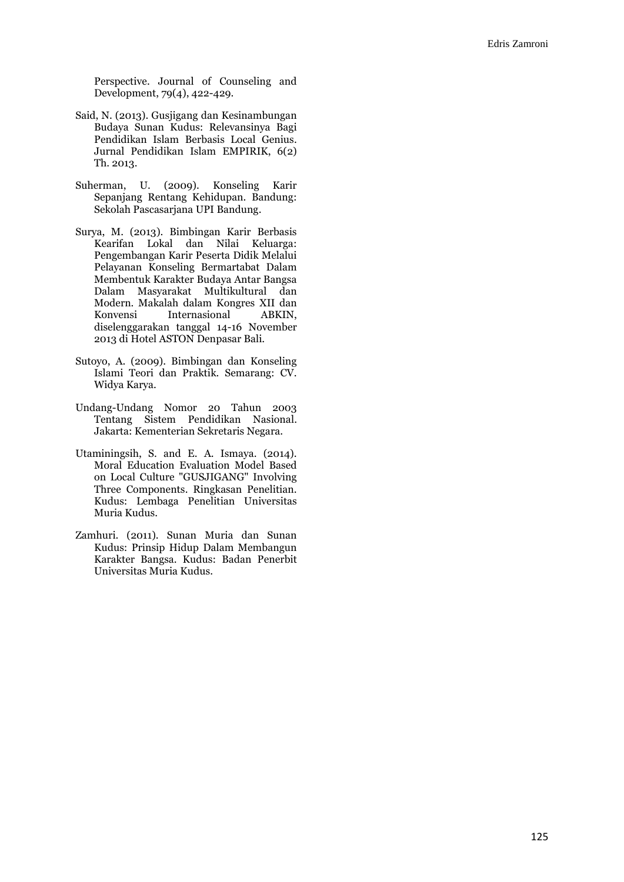Perspective. Journal of Counseling and Development, 79(4), 422-429.

Said, N. (2013). Gusjigang dan Kesinambungan Budaya Sunan Kudus: Relevansinya Bagi Pendidikan Islam Berbasis Local Genius. Jurnal Pendidikan Islam EMPIRIK, 6(2) Th. 2013.

Suherman, U. (2009). Konseling Karir Sepanjang Rentang Kehidupan. Bandung: Sekolah Pascasarjana UPI Bandung.

Surya, M. (2013). Bimbingan Karir Berbasis Kearifan Lokal dan Nilai Keluarga: Pengembangan Karir Peserta Didik Melalui Pelayanan Konseling Bermartabat Dalam Membentuk Karakter Budaya Antar Bangsa Dalam Masyarakat Multikultural dan Modern. Makalah dalam Kongres XII dan Konvensi Internasional ABKIN, diselenggarakan tanggal 14-16 November 2013 di Hotel ASTON Denpasar Bali.

Sutoyo, A. (2009). Bimbingan dan Konseling Islami Teori dan Praktik. Semarang: CV. Widya Karya.

Undang-Undang Nomor 20 Tahun 2003 Tentang Sistem Pendidikan Nasional. Jakarta: Kementerian Sekretaris Negara.

Utaminingsih, S. and E. A. Ismaya. (2014). Moral Education Evaluation Model Based on Local Culture "GUSJIGANG" Involving Three Components. Ringkasan Penelitian. Kudus: Lembaga Penelitian Universitas Muria Kudus.

Zamhuri. (2011). Sunan Muria dan Sunan Kudus: Prinsip Hidup Dalam Membangun Karakter Bangsa. Kudus: Badan Penerbit Universitas Muria Kudus.